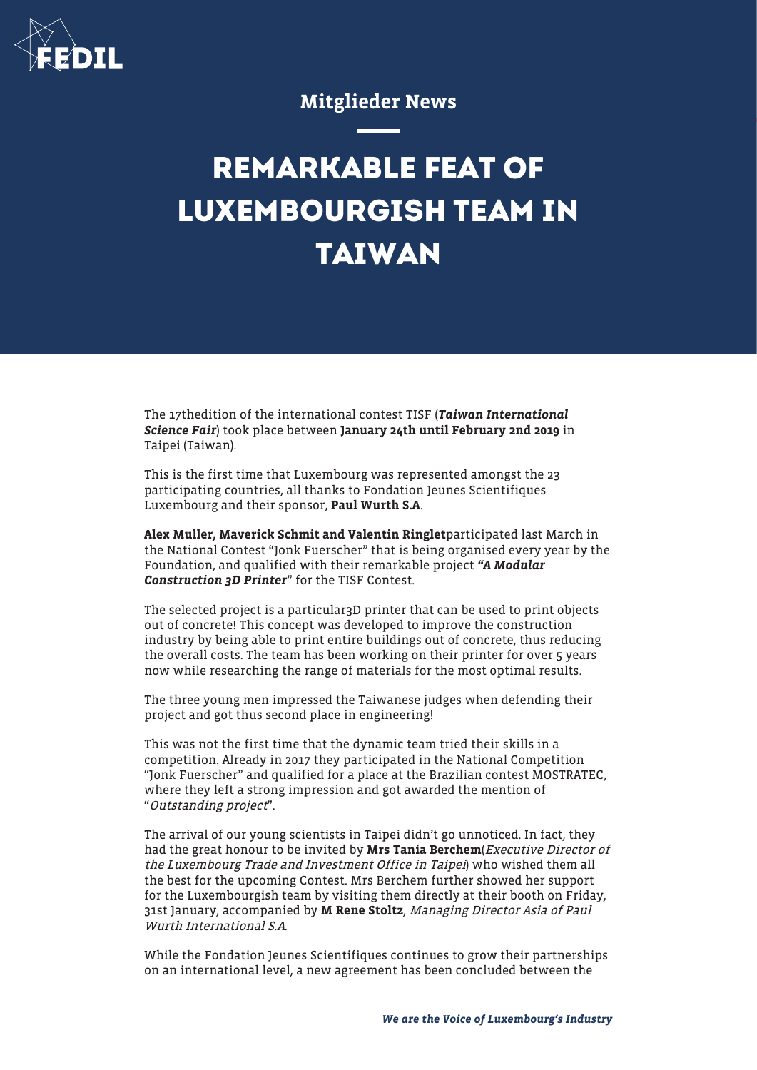Mitglieder News

# REMARKABLE FEAT OF LUXEMBOURGISH TEAM IN TAIWAN

The 17thedition of the international contest TISF (***Taiwan International Science Fair***) took place between **January 24th until February 2nd 2019** in Taipei (Taiwan).

This is the first time that Luxembourg was represented amongst the 23 participating countries, all thanks to Fondation Jeunes Scientifiques Luxembourg and their sponsor, **Paul Wurth S.A**.

**Alex Muller, Maverick Schmit and Valentin Ringlet**participated last March in the National Contest "Jonk Fuerscher" that is being organised every year by the Foundation, and qualified with their remarkable project ***"A Modular Construction 3D Printer***" for the TISF Contest.

The selected project is a particular3D printer that can be used to print objects out of concrete! This concept was developed to improve the construction industry by being able to print entire buildings out of concrete, thus reducing the overall costs. The team has been working on their printer for over 5 years now while researching the range of materials for the most optimal results.

The three young men impressed the Taiwanese judges when defending their project and got thus second place in engineering!

This was not the first time that the dynamic team tried their skills in a competition. Already in 2017 they participated in the National Competition "Jonk Fuerscher" and qualified for a place at the Brazilian contest MOSTRATEC, where they left a strong impression and got awarded the mention of "*Outstanding project*".

The arrival of our young scientists in Taipei didn't go unnoticed. In fact, they had the great honour to be invited by **Mrs Tania Berchem**(*Executive Director of the Luxembourg Trade and Investment Office in Taipei*) who wished them all the best for the upcoming Contest. Mrs Berchem further showed her support for the Luxembourgish team by visiting them directly at their booth on Friday, 31st January, accompanied by **M Rene Stoltz**, *Managing Director Asia of Paul Wurth International S.A*.

While the Fondation Jeunes Scientifiques continues to grow their partnerships on an international level, a new agreement has been concluded between the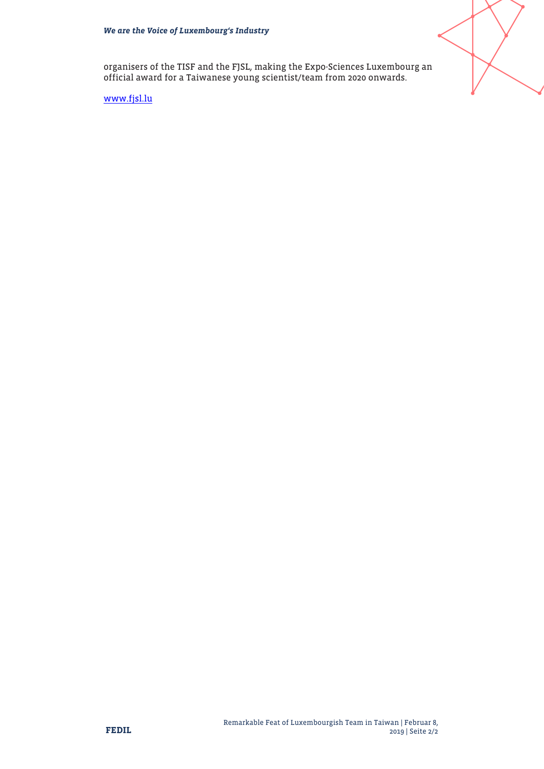organisers of the TISF and the FJSL, making the Expo-Sciences Luxembourg an official award for a Taiwanese young scientist/team from 2020 onwards.

[www.fjsl.lu](http://www.fjsl.lu)